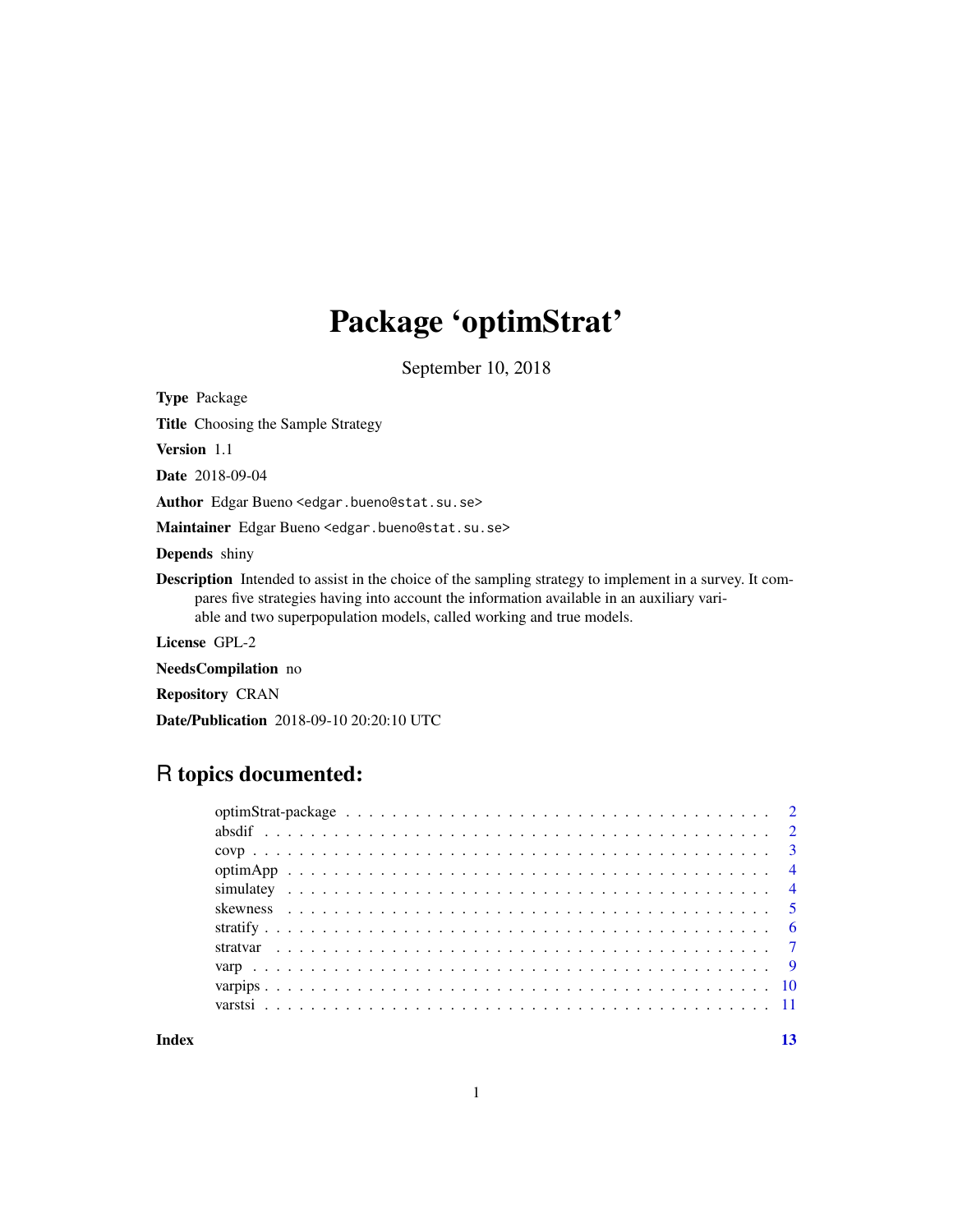# Package 'optimStrat'

September 10, 2018

**Type** Package

**Title** Choosing the Sample Strategy

**Version** 1.1

**Date** 2018-09-04

**Author** Edgar Bueno <edgar.bueno@stat.su.se>

**Maintainer** Edgar Bueno <edgar.bueno@stat.su.se>

**Depends** shiny

**Description** Intended to assist in the choice of the sampling strategy to implement in a survey. It compares five strategies having into account the information available in an auxiliary variable and two superpopulation models, called working and true models.

**License** GPL-2

**NeedsCompilation** no

**Repository** CRAN

**Date/Publication** 2018-09-10 20:20:10 UTC

## R topics documented:

| | |
|---|---|
| optimStrat-package | 2 |
| absdif | 2 |
| covp | 3 |
| optimApp | 4 |
| simulatey | 4 |
| skewness | 5 |
| stratify | 6 |
| stratvar | 7 |
| varp | 9 |
| varpips | 10 |
| varstsi | 11 |
| **Index** | **13** |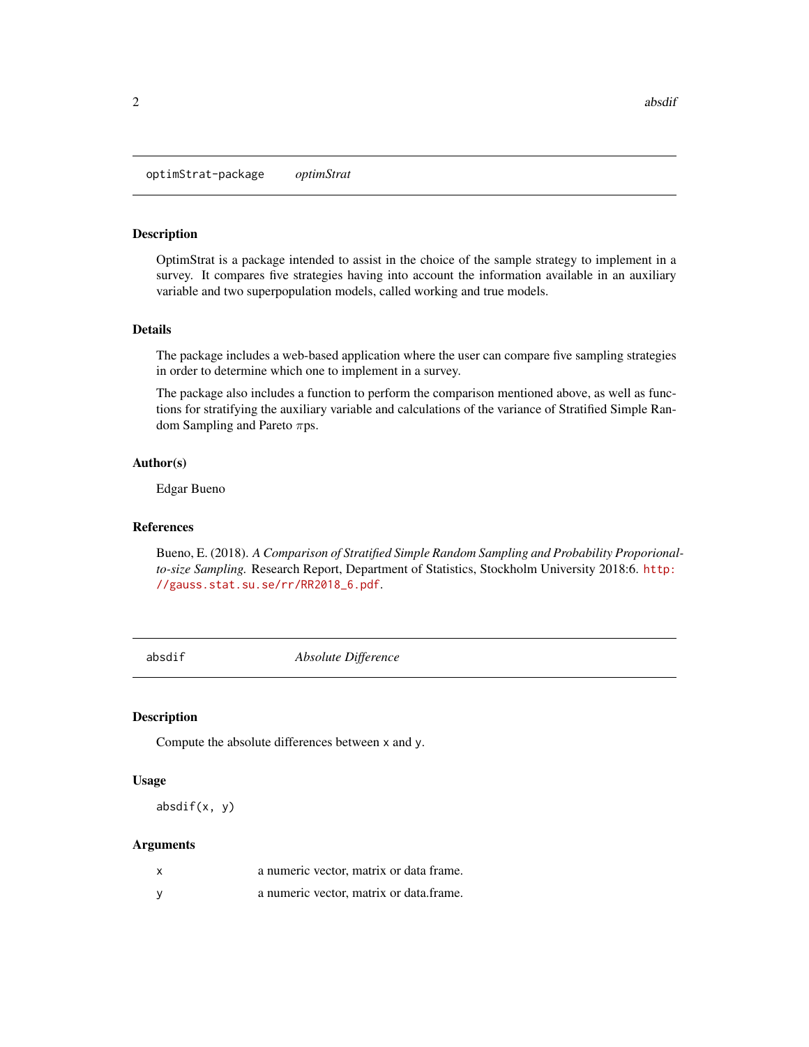## optimStrat-package    *optimStrat*

### Description

OptimStrat is a package intended to assist in the choice of the sample strategy to implement in a survey. It compares five strategies having into account the information available in an auxiliary variable and two superpopulation models, called working and true models.

### Details

The package includes a web-based application where the user can compare five sampling strategies in order to determine which one to implement in a survey.

The package also includes a function to perform the comparison mentioned above, as well as functions for stratifying the auxiliary variable and calculations of the variance of Stratified Simple Random Sampling and Pareto $\pi$ps.

### Author(s)

Edgar Bueno

### References

Bueno, E. (2018). *A Comparison of Stratified Simple Random Sampling and Probability Proporional-to-size Sampling.* Research Report, Department of Statistics, Stockholm University 2018:6. http://gauss.stat.su.se/rr/RR2018_6.pdf.

## absdif    *Absolute Difference*

### Description

Compute the absolute differences between x and y.

### Usage

```
absdif(x, y)
```

### Arguments

| | |
|---|---|
| x | a numeric vector, matrix or data frame. |
| y | a numeric vector, matrix or data.frame. |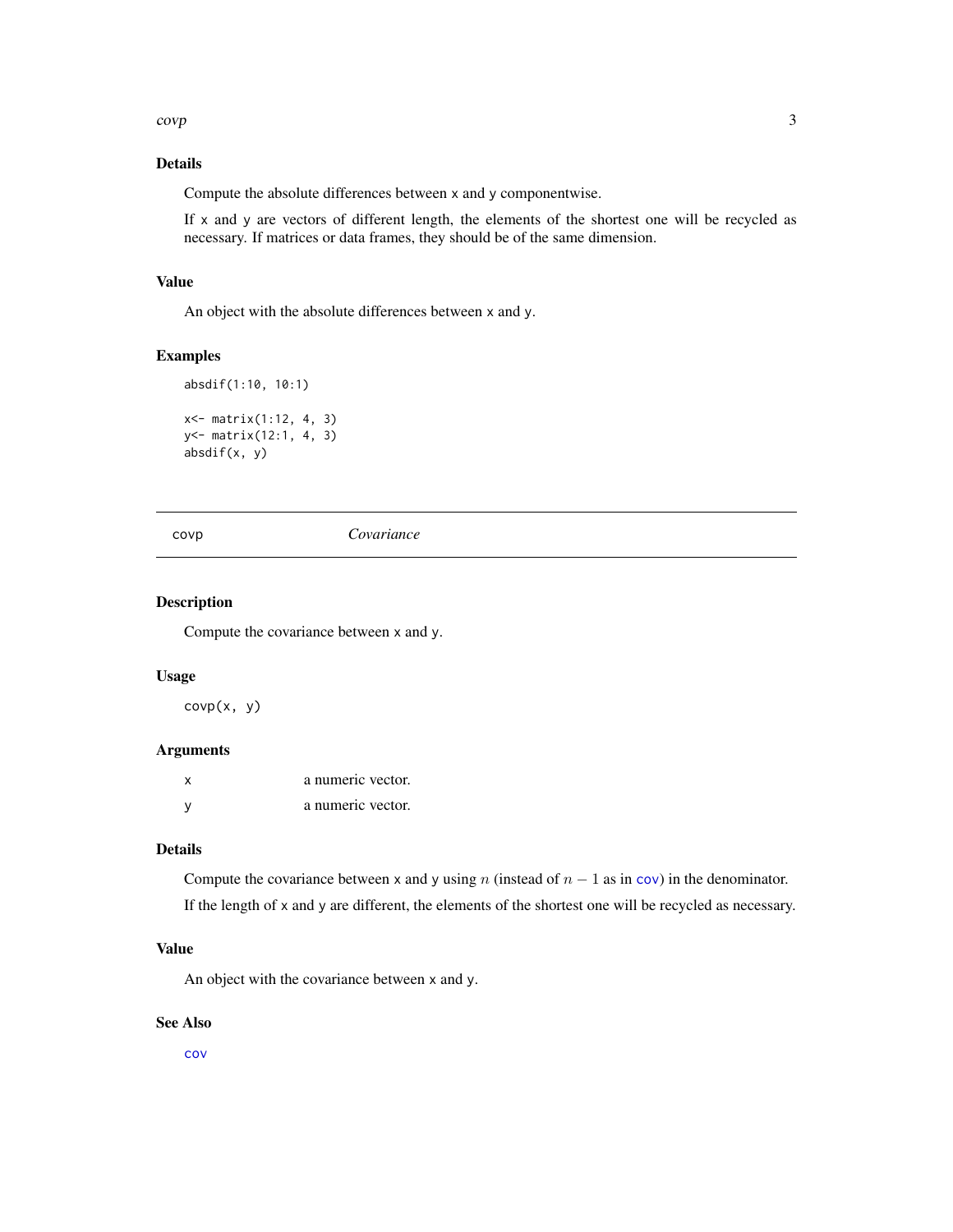## Details

Compute the absolute differences between x and y componentwise.

If x and y are vectors of different length, the elements of the shortest one will be recycled as necessary. If matrices or data frames, they should be of the same dimension.

## Value

An object with the absolute differences between x and y.

## Examples

```
absdif(1:10, 10:1)

x<- matrix(1:12, 4, 3)
y<- matrix(12:1, 4, 3)
absdif(x, y)
```

---

# covp *Covariance*

## Description

Compute the covariance between x and y.

## Usage

```
covp(x, y)
```

## Arguments

| | |
|---|---|
| x | a numeric vector. |
| y | a numeric vector. |

## Details

Compute the covariance between x and y using $n$ (instead of $n-1$ as in cov) in the denominator.

If the length of x and y are different, the elements of the shortest one will be recycled as necessary.

## Value

An object with the covariance between x and y.

## See Also

cov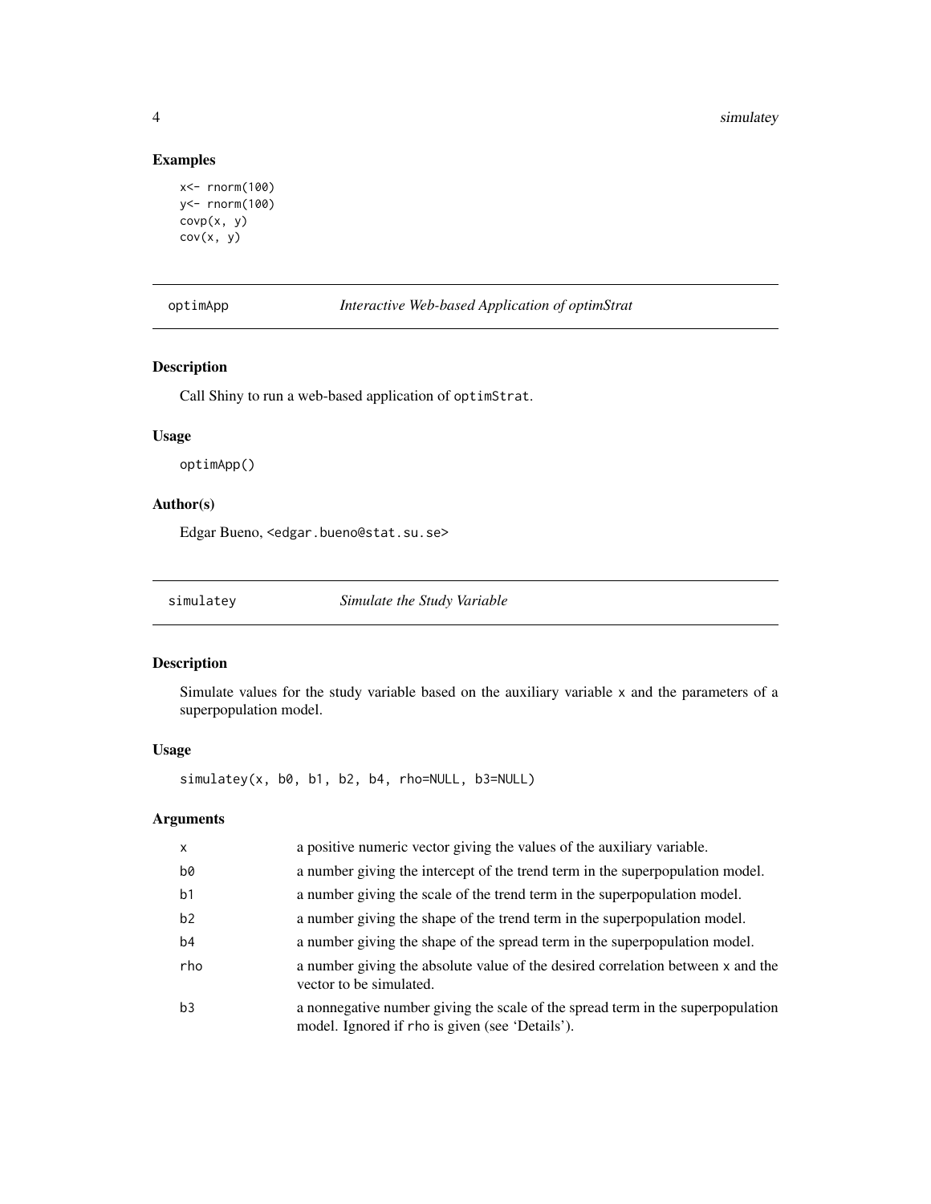## Examples

```
x<- rnorm(100)
y<- rnorm(100)
covp(x, y)
cov(x, y)
```

---

# optimApp — *Interactive Web-based Application of optimStrat*

## Description

Call Shiny to run a web-based application of `optimStrat`.

## Usage

```
optimApp()
```

## Author(s)

Edgar Bueno, <edgar.bueno@stat.su.se>

---

# simulatey — *Simulate the Study Variable*

## Description

Simulate values for the study variable based on the auxiliary variable `x` and the parameters of a superpopulation model.

## Usage

```
simulatey(x, b0, b1, b2, b4, rho=NULL, b3=NULL)
```

## Arguments

| Argument | Description |
|---|---|
| `x` | a positive numeric vector giving the values of the auxiliary variable. |
| `b0` | a number giving the intercept of the trend term in the superpopulation model. |
| `b1` | a number giving the scale of the trend term in the superpopulation model. |
| `b2` | a number giving the shape of the trend term in the superpopulation model. |
| `b4` | a number giving the shape of the spread term in the superpopulation model. |
| `rho` | a number giving the absolute value of the desired correlation between `x` and the vector to be simulated. |
| `b3` | a nonnegative number giving the scale of the spread term in the superpopulation model. Ignored if `rho` is given (see 'Details'). |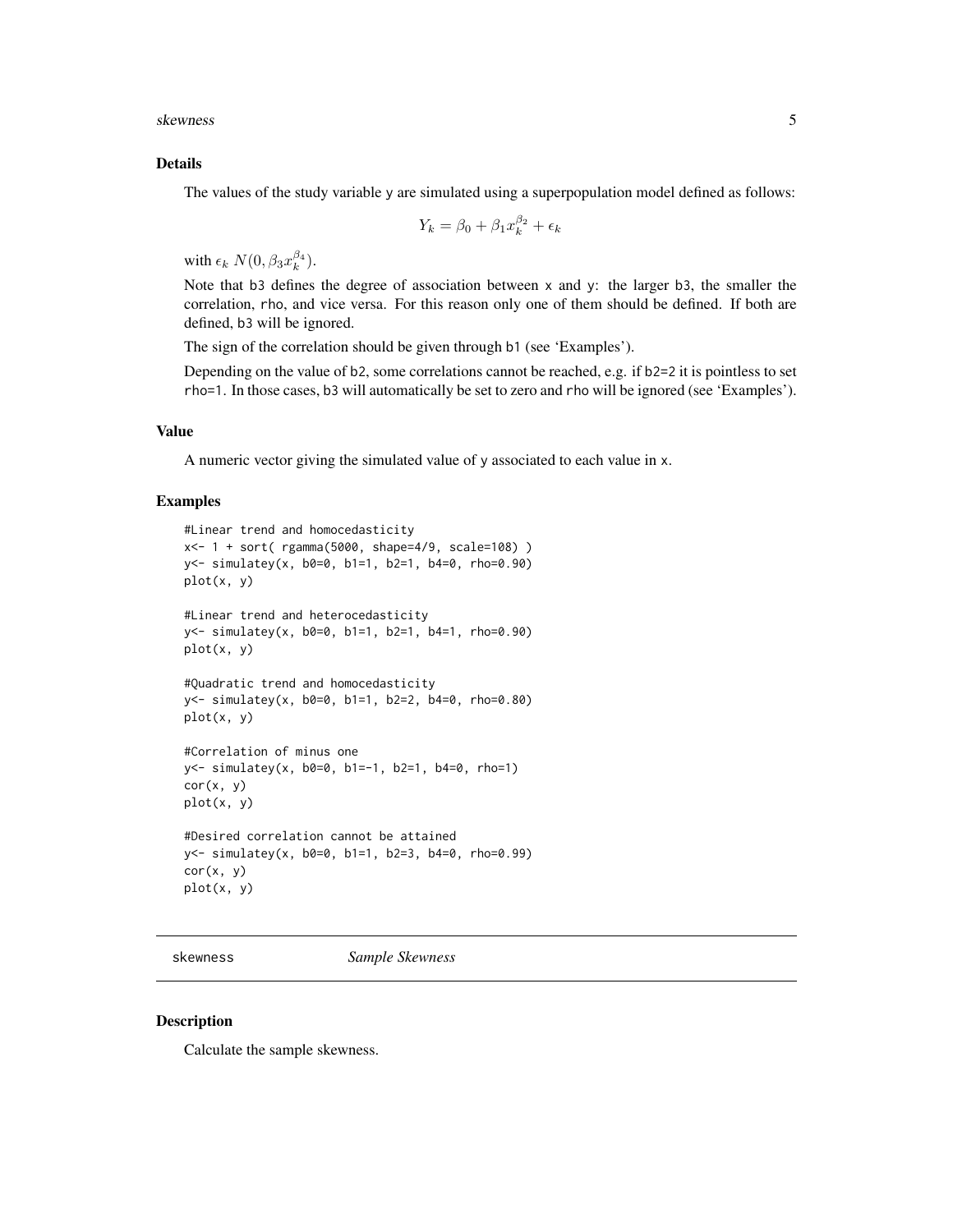## Details

The values of the study variable y are simulated using a superpopulation model defined as follows:

$$Y_k = \beta_0 + \beta_1 x_k^{\beta_2} + \epsilon_k$$

with $\epsilon_k$ $N(0, \beta_3 x_k^{\beta_4})$.

Note that b3 defines the degree of association between x and y: the larger b3, the smaller the correlation, rho, and vice versa. For this reason only one of them should be defined. If both are defined, b3 will be ignored.

The sign of the correlation should be given through b1 (see 'Examples').

Depending on the value of b2, some correlations cannot be reached, e.g. if b2=2 it is pointless to set rho=1. In those cases, b3 will automatically be set to zero and rho will be ignored (see 'Examples').

## Value

A numeric vector giving the simulated value of y associated to each value in x.

## Examples

```
#Linear trend and homocedasticity
x<- 1 + sort( rgamma(5000, shape=4/9, scale=108) )
y<- simulatey(x, b0=0, b1=1, b2=1, b4=0, rho=0.90)
plot(x, y)

#Linear trend and heterocedasticity
y<- simulatey(x, b0=0, b1=1, b2=1, b4=1, rho=0.90)
plot(x, y)

#Quadratic trend and homocedasticity
y<- simulatey(x, b0=0, b1=1, b2=2, b4=0, rho=0.80)
plot(x, y)

#Correlation of minus one
y<- simulatey(x, b0=0, b1=-1, b2=1, b4=0, rho=1)
cor(x, y)
plot(x, y)

#Desired correlation cannot be attained
y<- simulatey(x, b0=0, b1=1, b2=3, b4=0, rho=0.99)
cor(x, y)
plot(x, y)
```

---

# skewness    *Sample Skewness*

---

## Description

Calculate the sample skewness.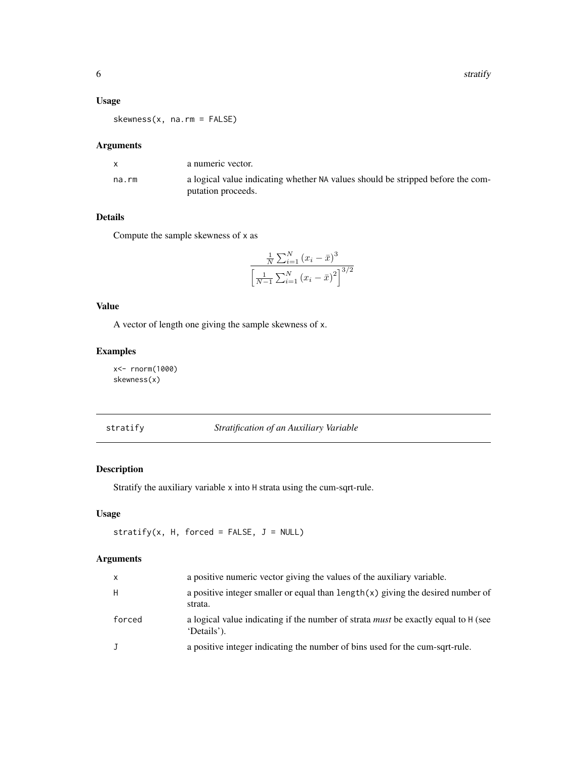## Usage

```
skewness(x, na.rm = FALSE)
```

## Arguments

| | |
|---|---|
| x | a numeric vector. |
| na.rm | a logical value indicating whether NA values should be stripped before the computation proceeds. |

## Details

Compute the sample skewness of x as

$$\frac{\frac{1}{N}\sum_{i=1}^{N}(x_i - \bar{x})^3}{\left[\frac{1}{N-1}\sum_{i=1}^{N}(x_i - \bar{x})^2\right]^{3/2}}$$

## Value

A vector of length one giving the sample skewness of x.

## Examples

```
x<- rnorm(1000)
skewness(x)
```

---

# stratify — *Stratification of an Auxiliary Variable*

---

## Description

Stratify the auxiliary variable x into H strata using the cum-sqrt-rule.

## Usage

```
stratify(x, H, forced = FALSE, J = NULL)
```

## Arguments

| | |
|---|---|
| x | a positive numeric vector giving the values of the auxiliary variable. |
| H | a positive integer smaller or equal than length(x) giving the desired number of strata. |
| forced | a logical value indicating if the number of strata *must* be exactly equal to H (see 'Details'). |
| J | a positive integer indicating the number of bins used for the cum-sqrt-rule. |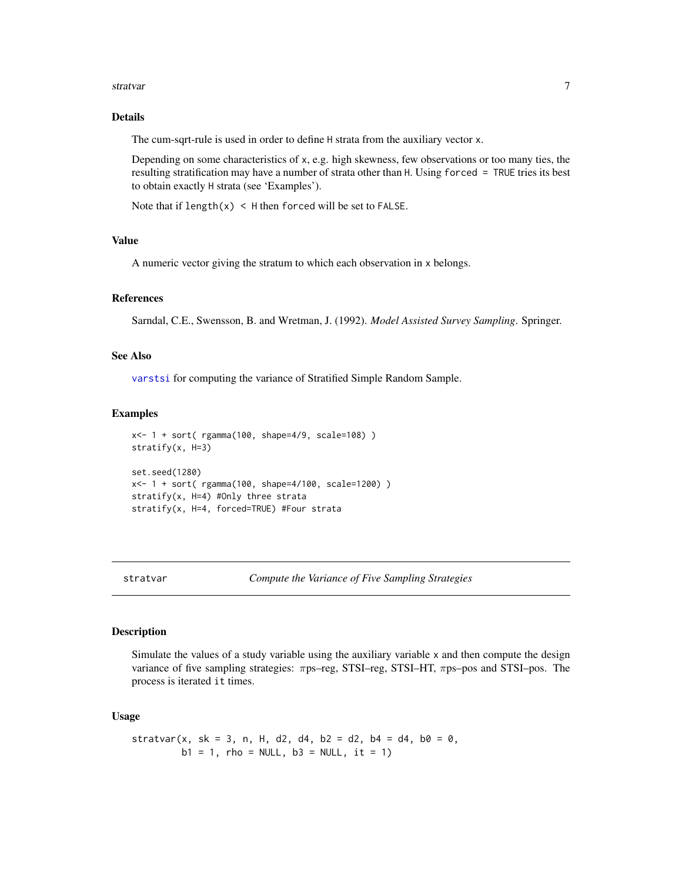## Details

The cum-sqrt-rule is used in order to define `H` strata from the auxiliary vector `x`.

Depending on some characteristics of `x`, e.g. high skewness, few observations or too many ties, the resulting stratification may have a number of strata other than `H`. Using `forced = TRUE` tries its best to obtain exactly `H` strata (see 'Examples').

Note that if `length(x) < H` then `forced` will be set to `FALSE`.

## Value

A numeric vector giving the stratum to which each observation in `x` belongs.

## References

Sarndal, C.E., Swensson, B. and Wretman, J. (1992). *Model Assisted Survey Sampling*. Springer.

## See Also

`varstsi` for computing the variance of Stratified Simple Random Sample.

## Examples

```
x<- 1 + sort( rgamma(100, shape=4/9, scale=108) )
stratify(x, H=3)

set.seed(1280)
x<- 1 + sort( rgamma(100, shape=4/100, scale=1200) )
stratify(x, H=4) #Only three strata
stratify(x, H=4, forced=TRUE) #Four strata
```

---

# stratvar — *Compute the Variance of Five Sampling Strategies*

## Description

Simulate the values of a study variable using the auxiliary variable `x` and then compute the design variance of five sampling strategies: $\pi$ps–reg, STSI–reg, STSI–HT, $\pi$ps–pos and STSI–pos. The process is iterated `it` times.

## Usage

```
stratvar(x, sk = 3, n, H, d2, d4, b2 = d2, b4 = d4, b0 = 0,
         b1 = 1, rho = NULL, b3 = NULL, it = 1)
```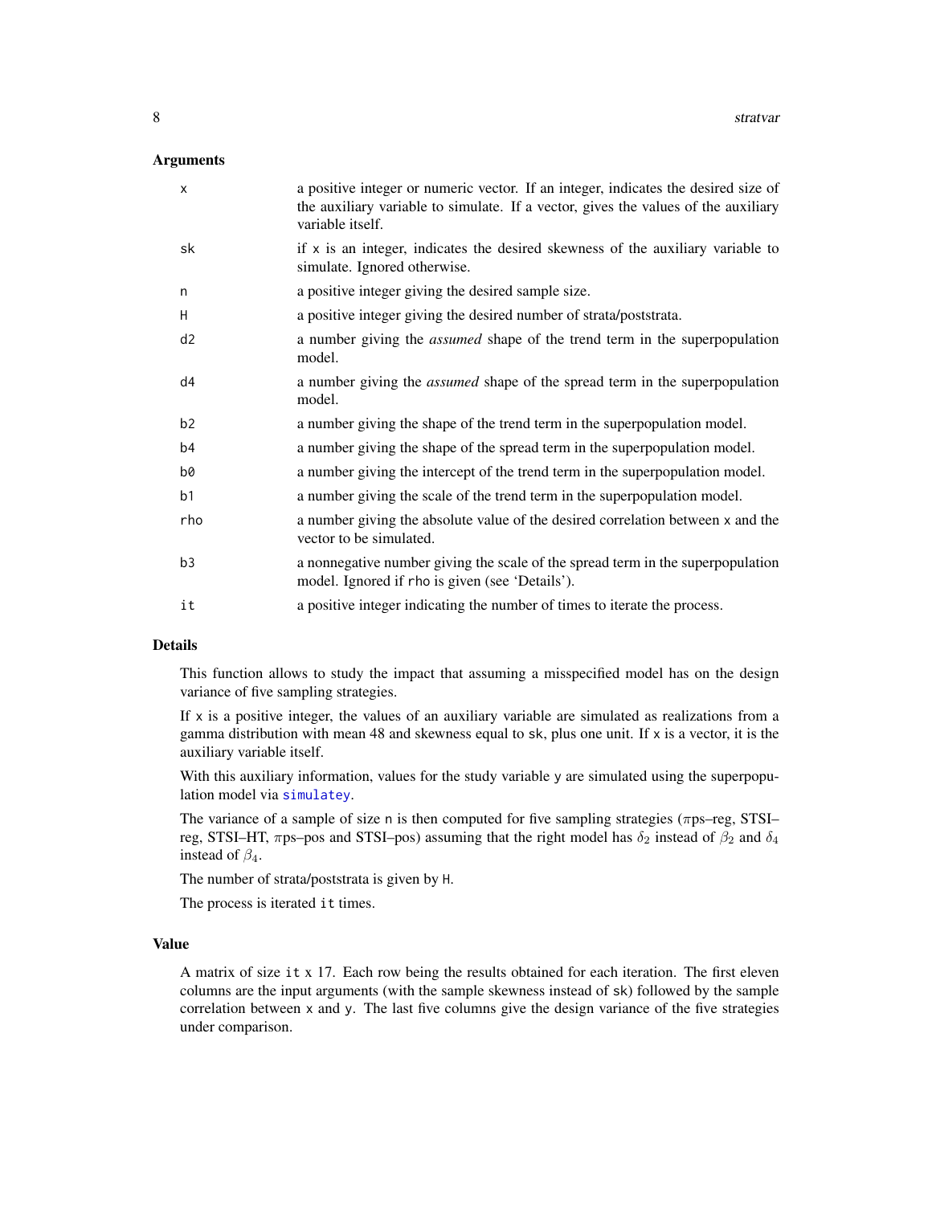## Arguments

| | |
|---|---|
| `x` | a positive integer or numeric vector. If an integer, indicates the desired size of the auxiliary variable to simulate. If a vector, gives the values of the auxiliary variable itself. |
| `sk` | if `x` is an integer, indicates the desired skewness of the auxiliary variable to simulate. Ignored otherwise. |
| `n` | a positive integer giving the desired sample size. |
| `H` | a positive integer giving the desired number of strata/poststrata. |
| `d2` | a number giving the *assumed* shape of the trend term in the superpopulation model. |
| `d4` | a number giving the *assumed* shape of the spread term in the superpopulation model. |
| `b2` | a number giving the shape of the trend term in the superpopulation model. |
| `b4` | a number giving the shape of the spread term in the superpopulation model. |
| `b0` | a number giving the intercept of the trend term in the superpopulation model. |
| `b1` | a number giving the scale of the trend term in the superpopulation model. |
| `rho` | a number giving the absolute value of the desired correlation between `x` and the vector to be simulated. |
| `b3` | a nonnegative number giving the scale of the spread term in the superpopulation model. Ignored if `rho` is given (see 'Details'). |
| `it` | a positive integer indicating the number of times to iterate the process. |

## Details

This function allows to study the impact that assuming a misspecified model has on the design variance of five sampling strategies.

If `x` is a positive integer, the values of an auxiliary variable are simulated as realizations from a gamma distribution with mean 48 and skewness equal to `sk`, plus one unit. If `x` is a vector, it is the auxiliary variable itself.

With this auxiliary information, values for the study variable `y` are simulated using the superpopulation model via `simulatey`.

The variance of a sample of size `n` is then computed for five sampling strategies ($\pi$ps–reg, STSI–reg, STSI–HT, $\pi$ps–pos and STSI–pos) assuming that the right model has $\delta_2$ instead of $\beta_2$ and $\delta_4$ instead of $\beta_4$.

The number of strata/poststrata is given by `H`.

The process is iterated `it` times.

## Value

A matrix of size `it` x 17. Each row being the results obtained for each iteration. The first eleven columns are the input arguments (with the sample skewness instead of `sk`) followed by the sample correlation between `x` and `y`. The last five columns give the design variance of the five strategies under comparison.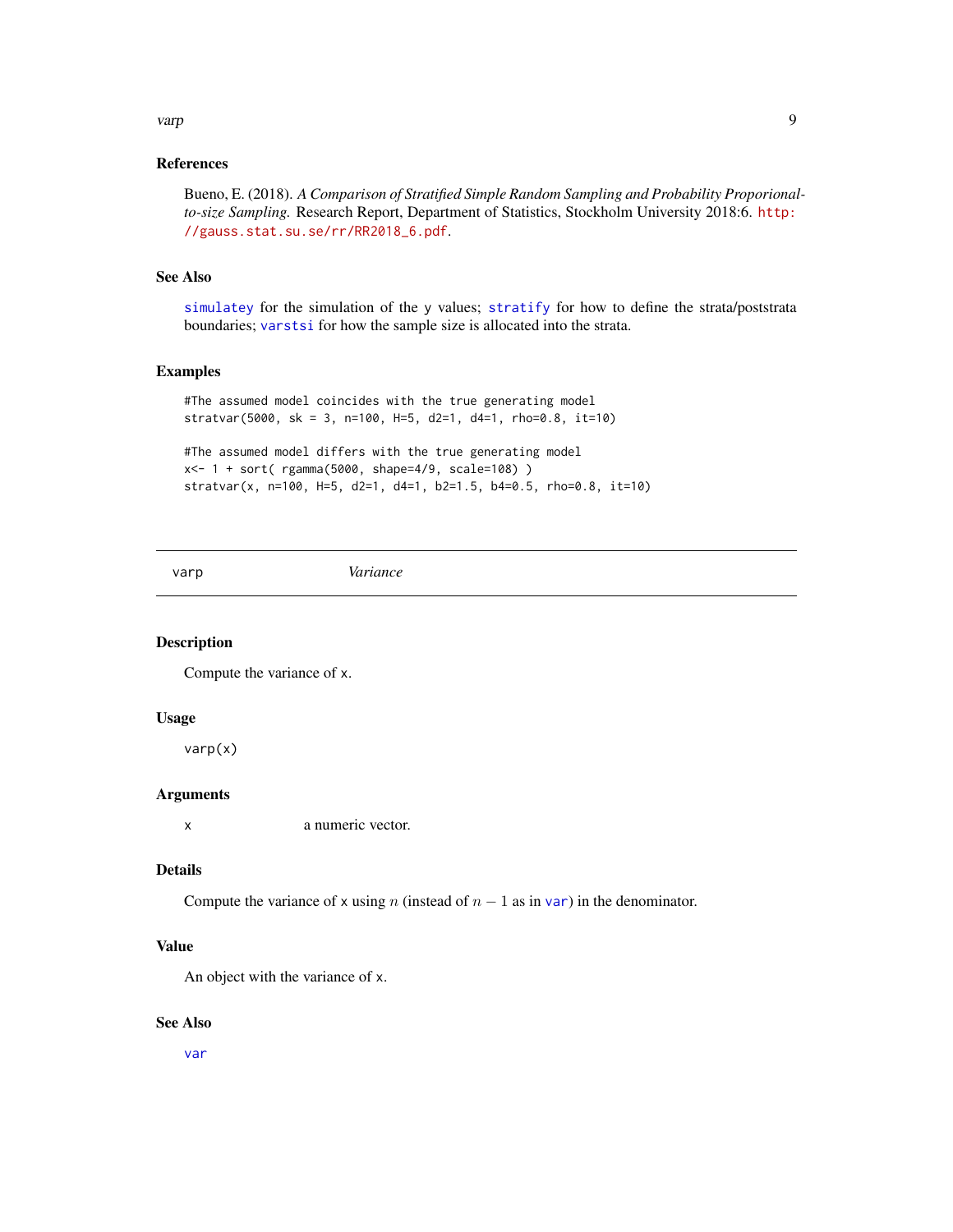## References

Bueno, E. (2018). *A Comparison of Stratified Simple Random Sampling and Probability Proporional-to-size Sampling.* Research Report, Department of Statistics, Stockholm University 2018:6. http://gauss.stat.su.se/rr/RR2018_6.pdf.

## See Also

`simulatey` for the simulation of the y values; `stratify` for how to define the strata/poststrata boundaries; `varstsi` for how the sample size is allocated into the strata.

## Examples

```
#The assumed model coincides with the true generating model
stratvar(5000, sk = 3, n=100, H=5, d2=1, d4=1, rho=0.8, it=10)

#The assumed model differs with the true generating model
x<- 1 + sort( rgamma(5000, shape=4/9, scale=108) )
stratvar(x, n=100, H=5, d2=1, d4=1, b2=1.5, b4=0.5, rho=0.8, it=10)
```

---

# varp *Variance*

---

## Description

Compute the variance of x.

## Usage

```
varp(x)
```

## Arguments

x a numeric vector.

## Details

Compute the variance of x using $n$ (instead of $n-1$ as in `var`) in the denominator.

## Value

An object with the variance of x.

## See Also

`var`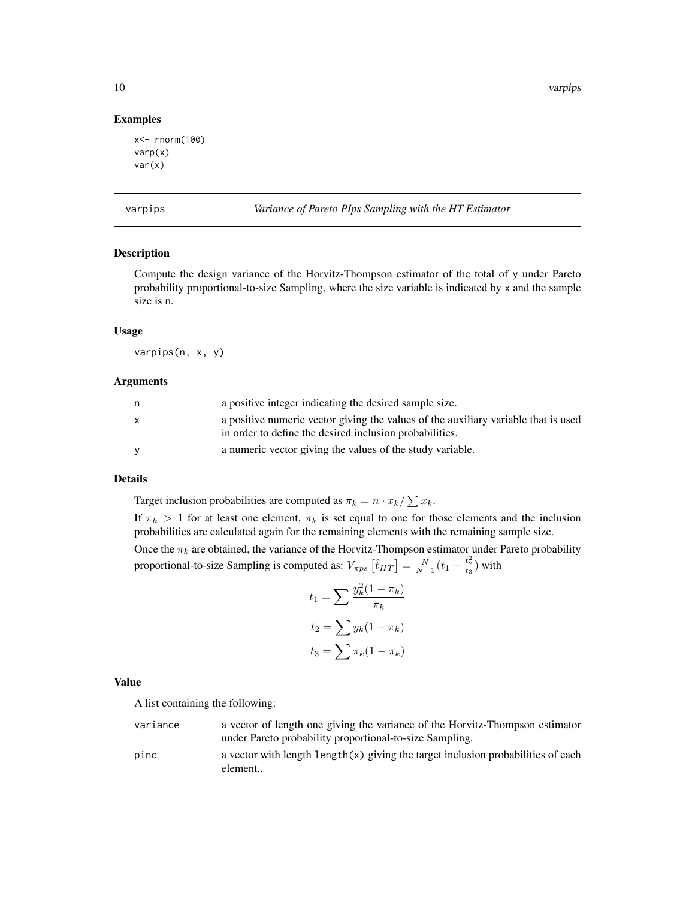## Examples

```
x<- rnorm(100)
varp(x)
var(x)
```

---

## varpips — *Variance of Pareto PIps Sampling with the HT Estimator*

### Description

Compute the design variance of the Horvitz-Thompson estimator of the total of y under Pareto probability proportional-to-size Sampling, where the size variable is indicated by x and the sample size is n.

### Usage

```
varpips(n, x, y)
```

### Arguments

| | |
|---|---|
| n | a positive integer indicating the desired sample size. |
| x | a positive numeric vector giving the values of the auxiliary variable that is used in order to define the desired inclusion probabilities. |
| y | a numeric vector giving the values of the study variable. |

### Details

Target inclusion probabilities are computed as $\pi_k = n \cdot x_k / \sum x_k$.

If $\pi_k > 1$ for at least one element, $\pi_k$ is set equal to one for those elements and the inclusion probabilities are calculated again for the remaining elements with the remaining sample size.

Once the $\pi_k$ are obtained, the variance of the Horvitz-Thompson estimator under Pareto probability proportional-to-size Sampling is computed as: $V_{\pi ps}\left[\hat{t}_{HT}\right] = \frac{N}{N-1}(t_1 - \frac{t_2^2}{t_3})$ with

$$t_1 = \sum \frac{y_k^2(1-\pi_k)}{\pi_k}$$

$$t_2 = \sum y_k(1-\pi_k)$$

$$t_3 = \sum \pi_k(1-\pi_k)$$

### Value

A list containing the following:

| | |
|---|---|
| variance | a vector of length one giving the variance of the Horvitz-Thompson estimator under Pareto probability proportional-to-size Sampling. |
| pinc | a vector with length `length(x)` giving the target inclusion probabilities of each element.. |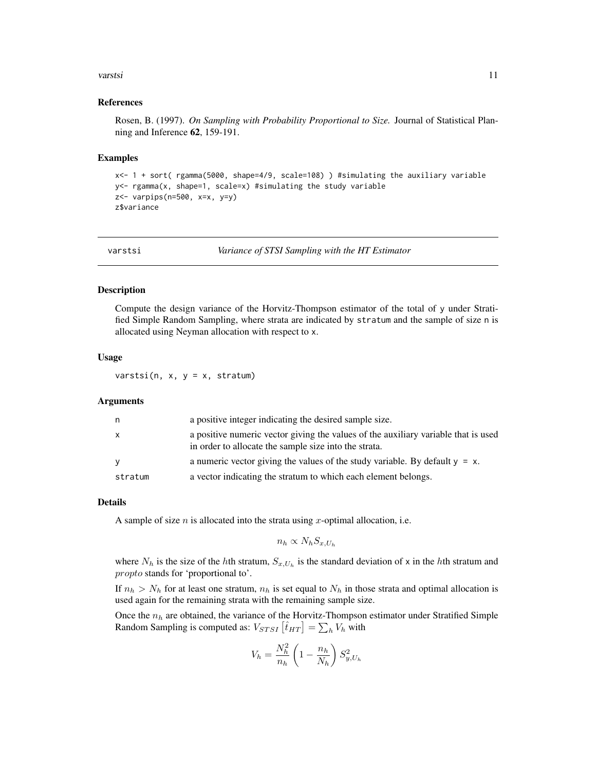### References

Rosen, B. (1997). *On Sampling with Probability Proportional to Size.* Journal of Statistical Planning and Inference **62**, 159-191.

### Examples

```
x<- 1 + sort( rgamma(5000, shape=4/9, scale=108) ) #simulating the auxiliary variable
y<- rgamma(x, shape=1, scale=x) #simulating the study variable
z<- varpips(n=500, x=x, y=y)
z$variance
```

---

## varstsi — *Variance of STSI Sampling with the HT Estimator*

---

### Description

Compute the design variance of the Horvitz-Thompson estimator of the total of y under Stratified Simple Random Sampling, where strata are indicated by stratum and the sample of size n is allocated using Neyman allocation with respect to x.

### Usage

```
varstsi(n, x, y = x, stratum)
```

### Arguments

| | |
|---|---|
| n | a positive integer indicating the desired sample size. |
| x | a positive numeric vector giving the values of the auxiliary variable that is used in order to allocate the sample size into the strata. |
| y | a numeric vector giving the values of the study variable. By default y = x. |
| stratum | a vector indicating the stratum to which each element belongs. |

### Details

A sample of size $n$ is allocated into the strata using $x$-optimal allocation, i.e.

$$n_h \propto N_h S_{x,U_h}$$

where $N_h$ is the size of the $h$th stratum, $S_{x,U_h}$ is the standard deviation of x in the $h$th stratum and $propto$ stands for 'proportional to'.

If $n_h > N_h$ for at least one stratum, $n_h$ is set equal to $N_h$ in those strata and optimal allocation is used again for the remaining strata with the remaining sample size.

Once the $n_h$ are obtained, the variance of the Horvitz-Thompson estimator under Stratified Simple Random Sampling is computed as: $V_{STSI}\left[\hat{t}_{HT}\right] = \sum_h V_h$ with

$$V_h = \frac{N_h^2}{n_h}\left(1 - \frac{n_h}{N_h}\right) S^2_{y,U_h}$$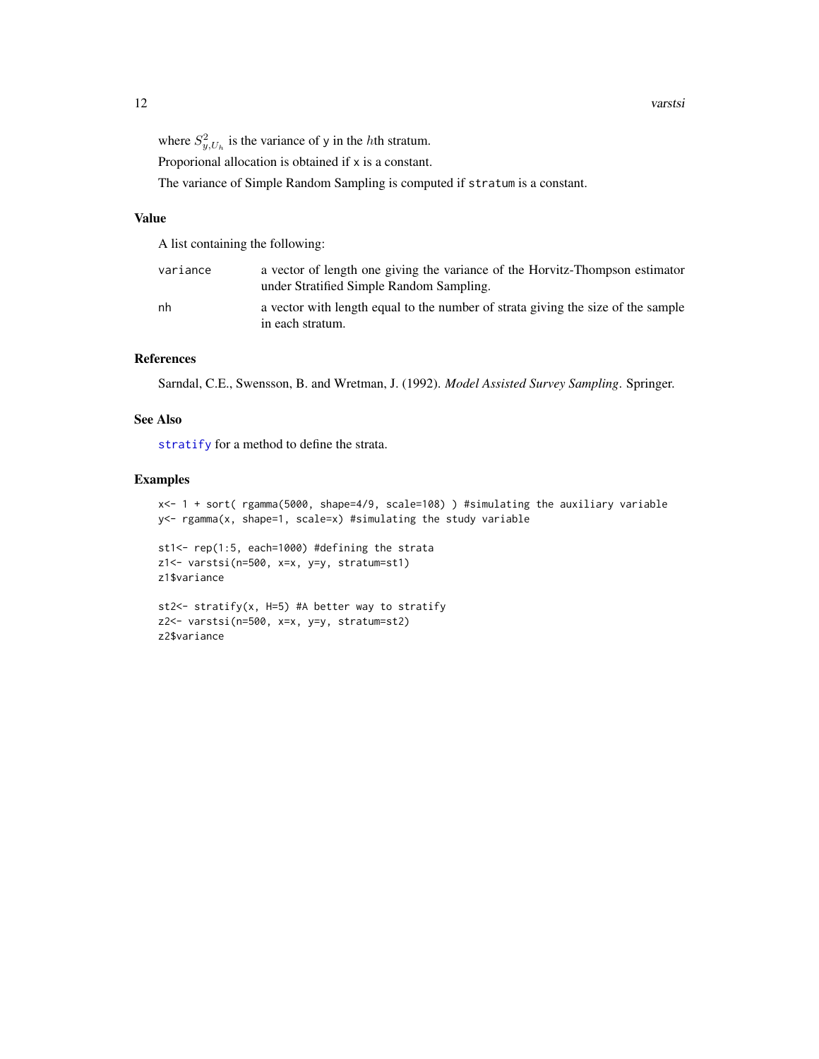where $S^2_{y,U_h}$ is the variance of y in the $h$th stratum.

Proporional allocation is obtained if x is a constant.

The variance of Simple Random Sampling is computed if stratum is a constant.

## Value

A list containing the following:

| | |
|---|---|
| variance | a vector of length one giving the variance of the Horvitz-Thompson estimator under Stratified Simple Random Sampling. |
| nh | a vector with length equal to the number of strata giving the size of the sample in each stratum. |

## References

Sarndal, C.E., Swensson, B. and Wretman, J. (1992). *Model Assisted Survey Sampling*. Springer.

## See Also

stratify for a method to define the strata.

## Examples

```
x<- 1 + sort( rgamma(5000, shape=4/9, scale=108) ) #simulating the auxiliary variable
y<- rgamma(x, shape=1, scale=x) #simulating the study variable

st1<- rep(1:5, each=1000) #defining the strata
z1<- varstsi(n=500, x=x, y=y, stratum=st1)
z1$variance

st2<- stratify(x, H=5) #A better way to stratify
z2<- varstsi(n=500, x=x, y=y, stratum=st2)
z2$variance
```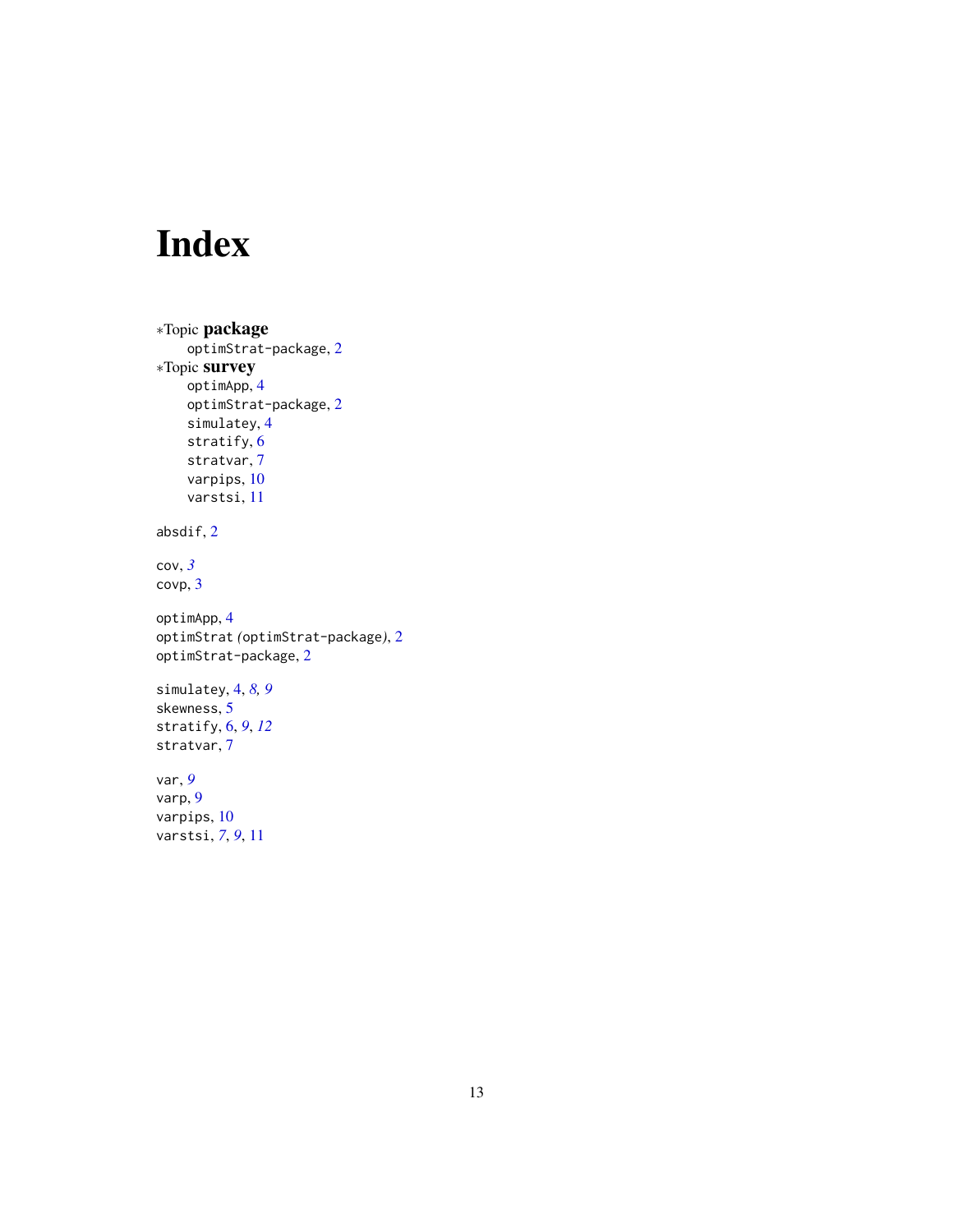# Index

*Topic **package**
    optimStrat-package, 2

*Topic **survey**
    optimApp, 4
    optimStrat-package, 2
    simulatey, 4
    stratify, 6
    stratvar, 7
    varpips, 10
    varstsi, 11

absdif, 2

cov, *3*
covp, 3

optimApp, 4
optimStrat *(*optimStrat-package*)*, 2
optimStrat-package, 2

simulatey, 4, *8, 9*
skewness, 5
stratify, 6, *9*, *12*
stratvar, 7

var, *9*
varp, 9
varpips, 10
varstsi, *7*, *9*, 11